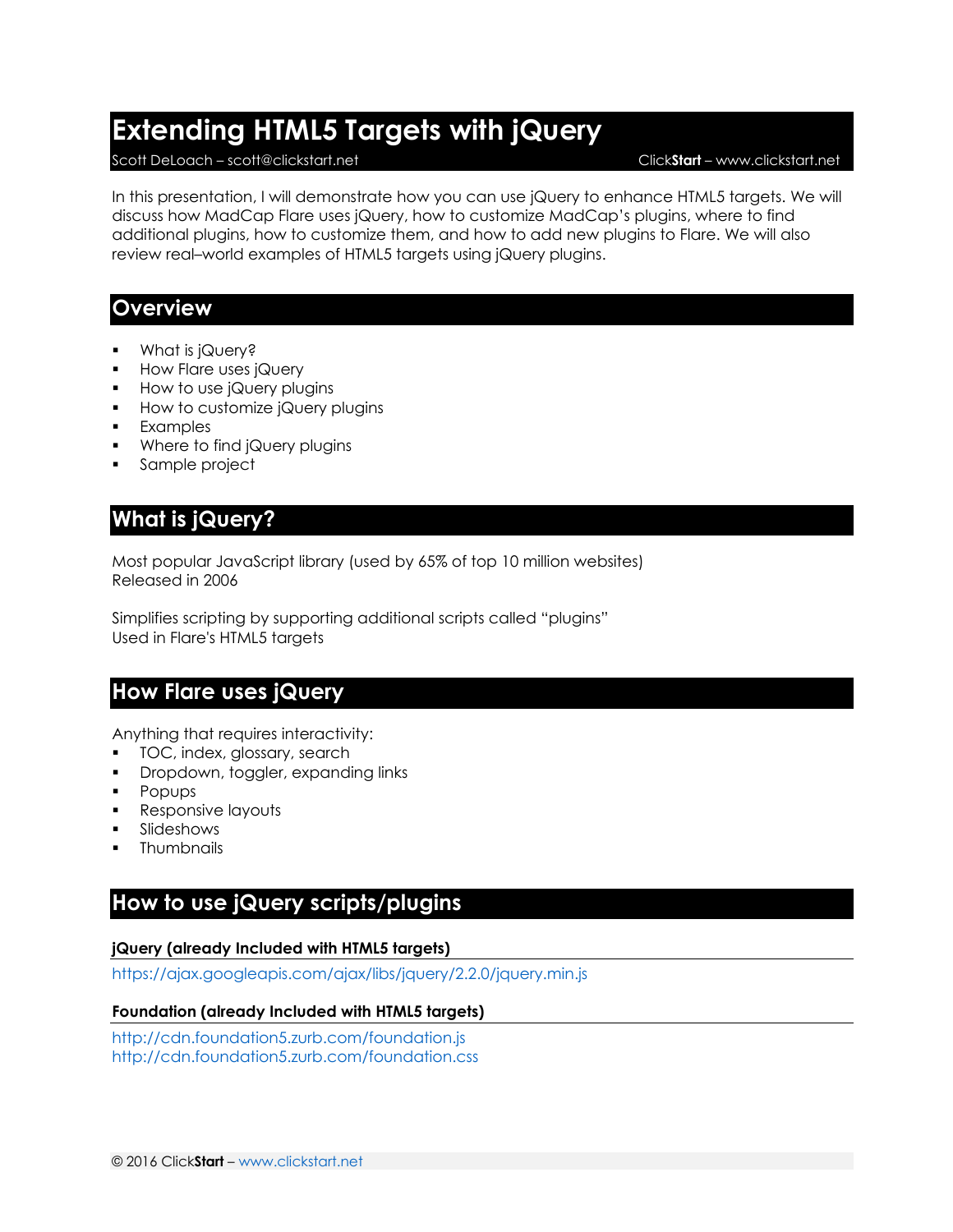# Extending HTML5 Targets with jQuery

Scott DeLoach – scott@clickstart.net ClickStart – www.clickstart.net

In this presentation, I will demonstrate how you can use jQuery to enhance HTML5 targets. We will discuss how MadCap Flare uses jQuery, how to customize MadCap's plugins, where to find additional plugins, how to customize them, and how to add new plugins to Flare. We will also review real–world examples of HTML5 targets using jQuery plugins.

## Overview

- What is jQuery?
- How Flare uses jQuery
- How to use jQuery plugins
- How to customize jQuery plugins
- Examples
- Where to find jQuery plugins
- Sample project

## What is jQuery?

Most popular JavaScript library (used by 65% of top 10 million websites)
Released in 2006

Simplifies scripting by supporting additional scripts called "plugins"
Used in Flare's HTML5 targets

## How Flare uses jQuery

Anything that requires interactivity:

- TOC, index, glossary, search
- Dropdown, toggler, expanding links
- Popups
- Responsive layouts
- Slideshows
- Thumbnails

## How to use jQuery scripts/plugins

### jQuery (already Included with HTML5 targets)

https://ajax.googleapis.com/ajax/libs/jquery/2.2.0/jquery.min.js

### Foundation (already Included with HTML5 targets)

http://cdn.foundation5.zurb.com/foundation.js
http://cdn.foundation5.zurb.com/foundation.css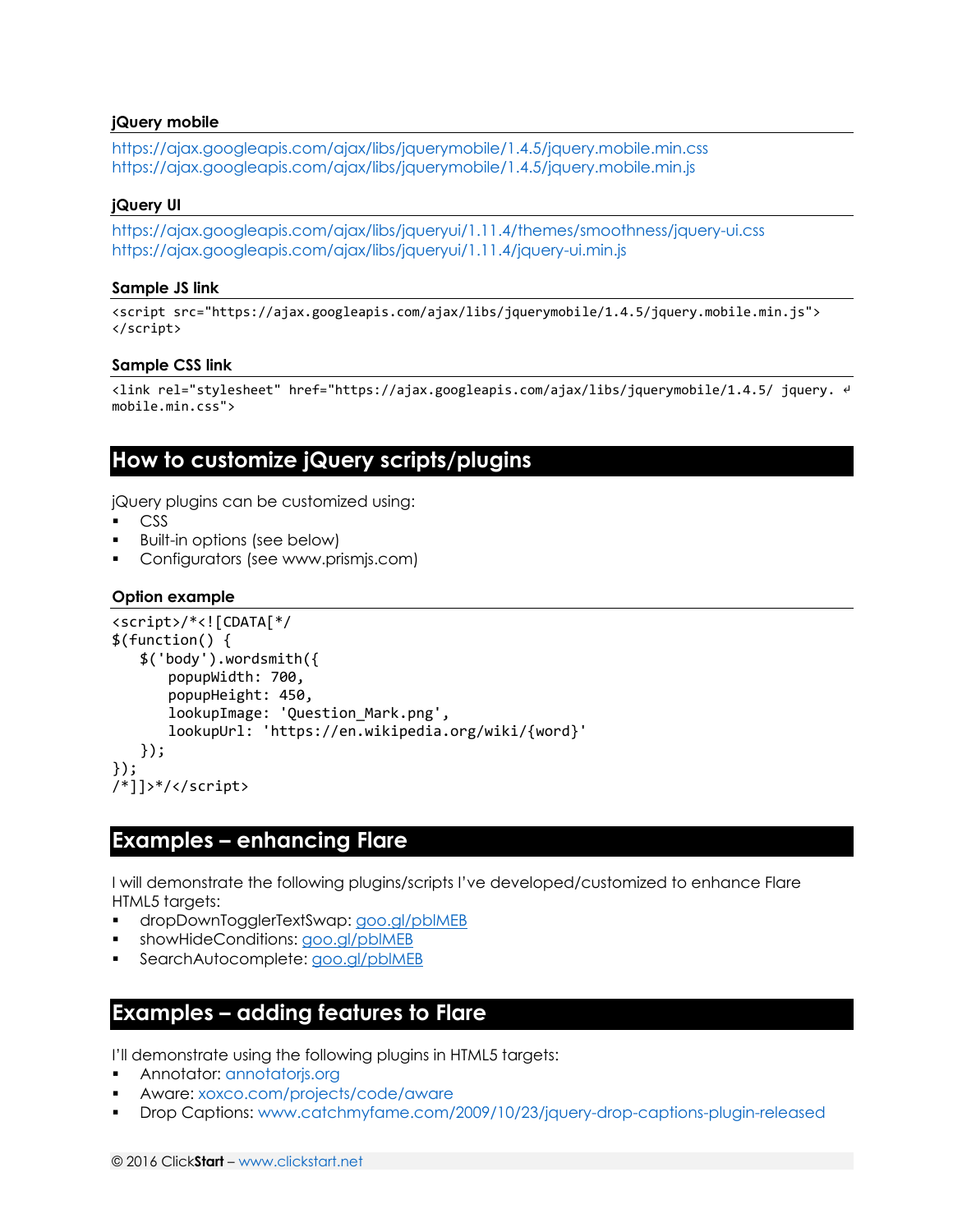### jQuery mobile

https://ajax.googleapis.com/ajax/libs/jquerymobile/1.4.5/jquery.mobile.min.css
https://ajax.googleapis.com/ajax/libs/jquerymobile/1.4.5/jquery.mobile.min.js

### jQuery UI

https://ajax.googleapis.com/ajax/libs/jqueryui/1.11.4/themes/smoothness/jquery-ui.css
https://ajax.googleapis.com/ajax/libs/jqueryui/1.11.4/jquery-ui.min.js

### Sample JS link

```
<script src="https://ajax.googleapis.com/ajax/libs/jquerymobile/1.4.5/jquery.mobile.min.js">
</script>
```

### Sample CSS link

```
<link rel="stylesheet" href="https://ajax.googleapis.com/ajax/libs/jquerymobile/1.4.5/ jquery. ↲
mobile.min.css">
```

## How to customize jQuery scripts/plugins

jQuery plugins can be customized using:

- CSS
- Built-in options (see below)
- Configurators (see www.prismjs.com)

### Option example

```
<script>/*<![CDATA[*/
$(function() {
    $('body').wordsmith({
        popupWidth: 700,
        popupHeight: 450,
        lookupImage: 'Question_Mark.png',
        lookupUrl: 'https://en.wikipedia.org/wiki/{word}'
    });
});
/*]]>*/</script>
```

## Examples – enhancing Flare

I will demonstrate the following plugins/scripts I've developed/customized to enhance Flare HTML5 targets:

- dropDownTogglerTextSwap: goo.gl/pblMEB
- showHideConditions: goo.gl/pblMEB
- SearchAutocomplete: goo.gl/pblMEB

## Examples – adding features to Flare

I'll demonstrate using the following plugins in HTML5 targets:

- Annotator: annotatorjs.org
- Aware: xoxco.com/projects/code/aware
- Drop Captions: www.catchmyfame.com/2009/10/23/jquery-drop-captions-plugin-released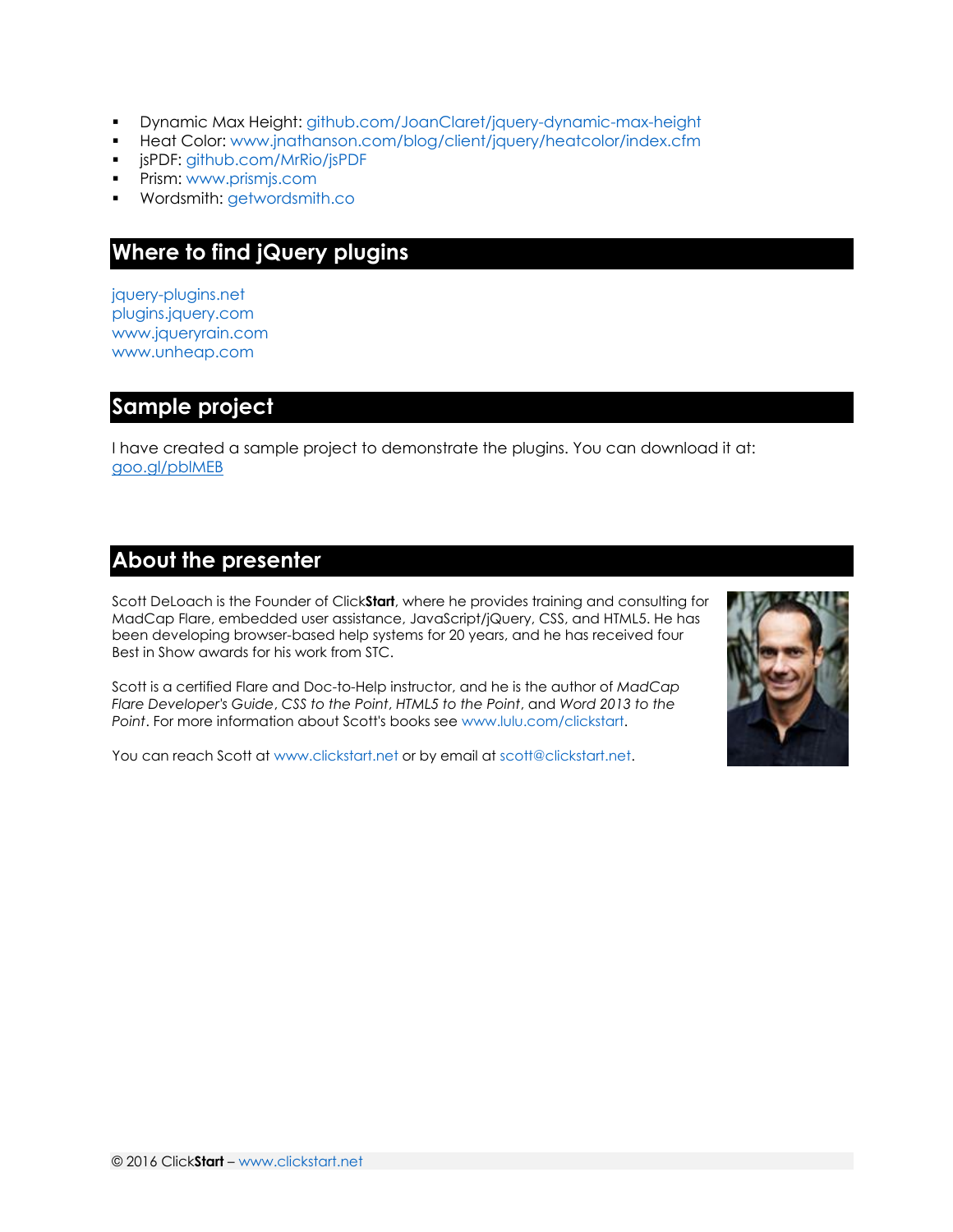- Dynamic Max Height: github.com/JoanClaret/jquery-dynamic-max-height
- Heat Color: www.jnathanson.com/blog/client/jquery/heatcolor/index.cfm
- jsPDF: github.com/MrRio/jsPDF
- Prism: www.prismjs.com
- Wordsmith: getwordsmith.co

## Where to find jQuery plugins

jquery-plugins.net
plugins.jquery.com
www.jqueryrain.com
www.unheap.com

## Sample project

I have created a sample project to demonstrate the plugins. You can download it at: goo.gl/pblMEB

## About the presenter

Scott DeLoach is the Founder of Click**Start**, where he provides training and consulting for MadCap Flare, embedded user assistance, JavaScript/jQuery, CSS, and HTML5. He has been developing browser-based help systems for 20 years, and he has received four Best in Show awards for his work from STC.

Scott is a certified Flare and Doc-to-Help instructor, and he is the author of *MadCap Flare Developer's Guide*, *CSS to the Point*, *HTML5 to the Point*, and *Word 2013 to the Point*. For more information about Scott's books see www.lulu.com/clickstart.

You can reach Scott at www.clickstart.net or by email at scott@clickstart.net.